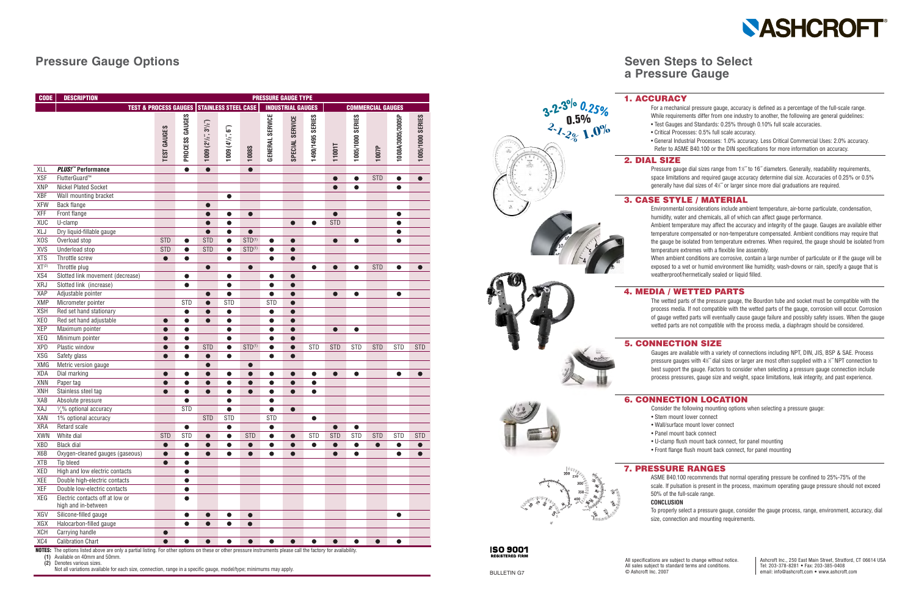# Pressure Gauge Options

| CODE | DESCRIPTION | PRESSURE GAUGE TYPE | | | | | | | | | | | | |
|---|---|---|---|---|---|---|---|---|---|---|---|---|---|---|
| | | TEST & PROCESS GAUGES | | STAINLESS STEEL CASE | | | INDUSTRIAL GAUGES | | | COMMERCIAL GAUGES | | | | |
| | | TEST GAUGES | PROCESS GAUGES | 1009 (2½˝, 3½˝) | 1009 (4½˝, 6˝) | 1008S | GENERAL SERVICE | SPECIAL SERVICE | 1490/1495 SERIES | 1101T | 1005/1000 SERIES | 1007P | 1008A/3005/3005P | 1005/1000 SERIES |
| XLL | ***PLUS!*™ Performance** | | ● | ● | | ● | | | | | | | | |
| XSF | FlutterGuard™ | | | | | | | | | ● | ● | STD | ● | ● |
| XNP | Nickel Plated Socket | | | | | | | | | ● | ● | | ● | |
| XBF | Wall mounting bracket | | | | ● | | | | | | | | | |
| XFW | Back flange | | | ● | | | | | | | | | | |
| XFF | Front flange | | | ● | ● | ● | | | | ● | | | ● | |
| XUC | U-clamp | | | ● | ● | | | ● | ● | STD | | | ● | |
| XLJ | Dry liquid-fillable gauge | | | ● | ● | ● | | | | | | | ● | |
| XOS | Overload stop | STD | ● | STD | ● | STD(1) | ● | ● | | ● | ● | | ● | |
| XVS | Underload stop | STD | ● | STD | ● | STD(1) | ● | ● | | | | | | |
| XTS | Throttle screw | ● | ● | | ● | | ● | ● | | | | | | |
| XT(2) | Throttle plug | | | ● | | ● | | | ● | ● | ● | STD | ● | ● |
| XS4 | Slotted link movement (decrease) | | ● | | ● | | ● | ● | | | | | | |
| XRJ | Slotted link (increase) | | ● | | ● | | ● | ● | | | | | | |
| XAP | Adjustable pointer | | | ● | ● | | ● | ● | | ● | ● | | ● | |
| XMP | Micrometer pointer | | STD | ● | STD | | STD | ● | | | | | | |
| XSH | Red set hand stationary | | ● | ● | ● | | ● | ● | | | | | | |
| XEO | Red set hand adjustable | ● | ● | ● | ● | | ● | ● | | | | | | |
| XEP | Maximum pointer | ● | ● | | ● | | ● | ● | | ● | ● | | | |
| XEQ | Minimum pointer | ● | ● | | ● | | ● | ● | | | | | | |
| XPD | Plastic window | ● | ● | STD | ● | STD(1) | ● | ● | STD | STD | STD | STD | STD | STD |
| XSG | Safety glass | ● | ● | ● | ● | | ● | ● | | | | | | |
| XMG | Metric version gauge | | | ● | | ● | | | | | | | | |
| XDA | Dial marking | ● | ● | ● | ● | ● | ● | ● | ● | ● | ● | | ● | ● |
| XNN | Paper tag | ● | ● | ● | ● | ● | ● | ● | ● | | | | | |
| XNH | Stainless steel tag | ● | ● | ● | ● | ● | ● | ● | ● | | | | | |
| XAB | Absolute pressure | | ● | | ● | | ● | | | | | | | |
| XAJ | ¼% optional accuracy | | STD | | ● | | ● | ● | | | | | | |
| XAN | 1% optional accuracy | | | STD | STD | | STD | | ● | | | | | |
| XRA | Retard scale | | ● | | ● | | ● | | | ● | ● | | | |
| XWN | White dial | STD | STD | ● | ● | STD | ● | ● | STD | STD | STD | STD | STD | STD |
| XBD | Black dial | ● | ● | ● | ● | ● | ● | ● | ● | ● | ● | ● | ● | ● |
| X6B | Oxygen-cleaned gauges (gaseous) | ● | ● | ● | ● | ● | ● | ● | | ● | ● | | ● | ● |
| XTB | Tip bleed | ● | ● | | | | | | | | | | | |
| XED | High and low electric contacts | | ● | | | | | | | | | | | |
| XEE | Double high-electric contacts | | ● | | | | | | | | | | | |
| XEF | Double low-electric contacts | | ● | | | | | | | | | | | |
| XEG | Electric contacts off at low or high and in-between | | ● | | | | | | | | | | | |
| XGV | Silicone-filled gauge | | ● | ● | ● | ● | | | | | | | ● | |
| XGX | Halocarbon-filled gauge | | ● | ● | ● | ● | | | | | | | | |
| XCH | Carrying handle | ● | | | | | | | | | | | | |
| XC4 | Calibration Chart | ● | ● | ● | ● | ● | ● | ● | ● | ● | ● | ● | ● | |

**NOTES:** The options listed above are only a partial listing. For other options on these or other pressure instruments please call the factory for availability.
**(1)** Available on 40mm and 50mm.
**(2)** Denotes various sizes.
Not all variations available for each size, connection, range in a specific gauge, model/type; minimums may apply.

# Seven Steps to Select a Pressure Gauge

## 1. ACCURACY

For a mechanical pressure gauge, accuracy is defined as a percentage of the full-scale range. While requirements differ from one industry to another, the following are general guidelines:

- Test Gauges and Standards: 0.25% through 0.10% full scale accuracies.
- Critical Processes: 0.5% full scale accuracy.
- General Industrial Processes: 1.0% accuracy. Less Critical Commercial Uses: 2.0% accuracy. Refer to ASME B40.100 or the DIN specifications for more information on accuracy.

## 2. DIAL SIZE

Pressure gauge dial sizes range from 1½˝ to 16˝ diameters. Generally, readability requirements, space limitations and required gauge accuracy determine dial size. Accuracies of 0.25% or 0.5% generally have dial sizes of 4½˝ or larger since more dial graduations are required.

## 3. CASE STYLE / MATERIAL

Environmental considerations include ambient temperature, air-borne particulate, condensation, humidity, water and chemicals, all of which can affect gauge performance.

Ambient temperature may affect the accuracy and integrity of the gauge. Gauges are available either temperature compensated or non-temperature compensated. Ambient conditions may require that the gauge be isolated from temperature extremes. When required, the gauge should be isolated from temperature extremes with a flexible line assembly.

When ambient conditions are corrosive, contain a large number of particulate or if the gauge will be exposed to a wet or humid environment like humidity, wash-downs or rain, specify a gauge that is weatherproof/hermetically sealed or liquid filled.

## 4. MEDIA / WETTED PARTS

The wetted parts of the pressure gauge, the Bourdon tube and socket must be compatible with the process media. If not compatible with the wetted parts of the gauge, corrosion will occur. Corrosion of gauge wetted parts will eventually cause gauge failure and possibly safety issues. When the gauge wetted parts are not compatible with the process media, a diaphragm should be considered.

## 5. CONNECTION SIZE

Gauges are available with a variety of connections including NPT, DIN, JIS, BSP & SAE. Process pressure gauges with 4½˝ dial sizes or larger are most often supplied with a ½˝ NPT connection to best support the gauge. Factors to consider when selecting a pressure gauge connection include process pressures, gauge size and weight, space limitations, leak integrity, and past experience.

## 6. CONNECTION LOCATION

Consider the following mounting options when selecting a pressure gauge:

- Stem mount lower connect
- Wall/surface mount lower connect
- Panel mount back connect
- U-clamp flush mount back connect, for panel mounting
- Front flange flush mount back connect, for panel mounting

## 7. PRESSURE RANGES

ASME B40.100 recommends that normal operating pressure be confined to 25%-75% of the scale. If pulsation is present in the process, maximum operating gauge pressure should not exceed 50% of the full-scale range.

**CONCLUSION**

To properly select a pressure gauge, consider the gauge process, range, environment, accuracy, dial size, connection and mounting requirements.

ISO 9001 REGISTERED FIRM

BULLETIN G7

All specifications are subject to change without notice.
All sales subject to standard terms and conditions.
© Ashcroft Inc. 2007

Ashcroft Inc., 250 East Main Street, Stratford, CT 06614 USA
Tel: 203-378-8281 • Fax: 203-385-0408
email: info@ashcroft.com • www.ashcroft.com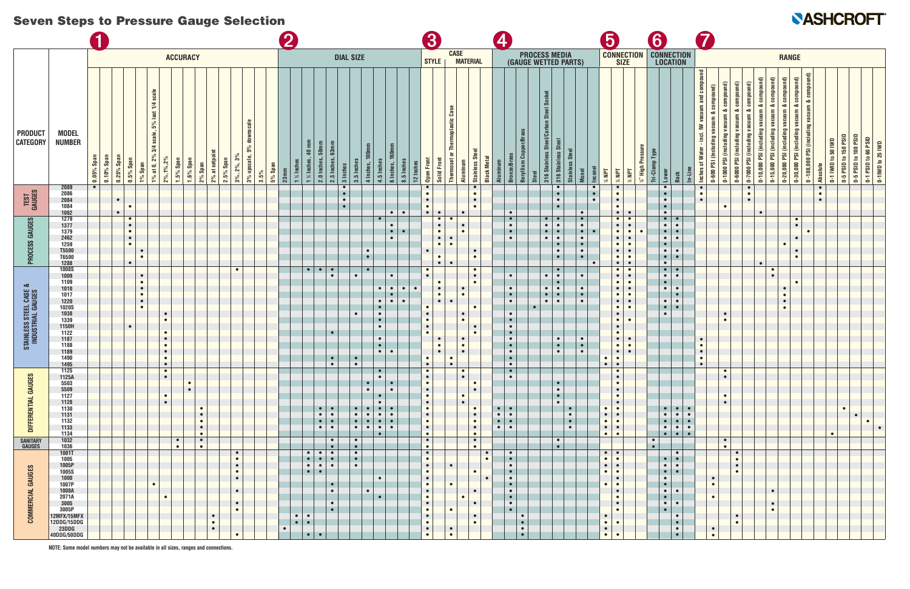# Seven Steps to Pressure Gauge Selection

ASHCROFT

| PRODUCT CATEGORY | MODEL NUMBER | 1 ACCURACY | | | | | | | | | | | | | | | | 2 DIAL SIZE | | | | | | | | | | | | 3 CASE STYLE | | CASE MATERIAL | | | | 4 PROCESS MEDIA (GAUGE WETTED PARTS) | | | | | | | | | 5 CONNECTION SIZE | | | | 6 CONNECTION LOCATION | | | | 7 RANGE | | | | | | | | | | | | | | | |
|---|---|---|---|---|---|---|---|---|---|---|---|---|---|---|---|---|---|---|---|---|---|---|---|---|---|---|---|---|---|---|---|---|---|---|---|---|---|---|---|---|---|---|---|---|---|---|---|---|---|---|---|---|---|---|---|---|---|---|---|---|---|---|---|---|---|---|---|---|
| | | 0.05% Span | 0.10% Span | 0.25% Span | 0.5% Span | 1% Span | 1% at 0, 2% 3/4 scale, 5% last 1/4 scale | 2%,1%,2% | 1.5% Span | 1.6% Span | 2% Span | 2% at setpoint | 2.5% Span | 3%, 2%, 3% | 3% upscale, 5% downscale | 3.5% | 5% Span | 23mm | 1¼ Inches | 1½ Inches, 40 mm | 2.0 Inches, 50mm | 2.5 Inches, 63mm | 3 Inches | 3.5 Inches | 4 Inches, 100mm | 4.5 Inches | 6 Inches, 160mm | 8.5 Inches | 12 Inches | Open Front | Solid Front | Thermoset or Thermoplastic Case | Aluminum | Stainless Steel | Black Metal | Aluminum | Bronze/Brass | Beryllium Copper/Brass | Steel | 316 Stainless Steel/Carbon Steel Socket | 316 Stainless Steel | Stainless Steel | Monel | Inconel | ⅛ NPT | ¼ NPT | ½ NPT | ¼" High Pressure | Tri-Clamp Type | Lower | Back | In-Line | Inches of Water - incl. IW vacuum and compound | 0-600 PSI (including vacuum & compound) | 0-1000 PSI (including vacuum & compound) | 0-6000 PSI (including vacuum & compound) | 0-7000 PSI (including vacuum & compound) | 0-10,000 PSI (including vacuum & compound) | 0-15,000 PSI (including vacuum & compound) | 0-20,000 PSI (including vacuum & compound) | 0-30,000 PSI (including vacuum & compound) | 0-100,000 PSI (including vacuum & compound) | Absolute | 0-1 IWD to 50 IWD | 0-5 PSID to 150 PSID | 0-5 PSID to 100 PSID | 0-1 PSID to 60 PSID | 0-1IWD to 25 IWD |
| TEST GAUGES | 2089 |•| | | | | | | | | | | | | | | | | | | | |•| | | | | | |•| | | |•| | | | | | |•| | |•| |•| | | |•| | |•| | | |•| | | | | |•| | | | | |
| | 2086 | | | | | | | | | | | | | | | | | | | | | |•| | | | | | |•| | | |•| | | | | | |•| | |•| |•| | | |•| | |•| | | |•| | | | | |•| | | | | |
| | 2084 | | |•| | | | | | | | | | | | | | | | | | |•| | | | | | |•| | | |•| | | | | | |•| | |•| |•| | | |•| | |•| | | |•| | | | | |•| | | | | |
| | 1084 | | | |•| | | | | | | | | | | | | | | | | |•| | | | | | |•| | | |•| | | | | | |•| | | | |•| | | |•| | | | |•| | | | | | | | | | | | | |
| | 1082 | | |•| | | | | | | | | | | | | | | | | | | | | | |•|•| |•|•| |•| | | |•| | | | | |•| | |•|•| | |•| | | | | | | |•| | | | | | | | | | |
| PROCESS GAUGES | 1279 | | | |•| | | | | | | | | | | | | | | | | | | | |•| | | | |•|•| | | | |•| | |•|•| |•| | |•|•| | |•|•| | | | | | | | | |•| | | | | | | |
| | 1377 | | | |•| | | | | | | | | | | | | | | | | | | | | |•| | | |•| |•| | | |•| | |•|•| |•| | |•|•| | |•|•| | | | | | | | | |•| | | | | | | |
| | 1379 | | | |•| | | | | | | | | | | | | | | | | | | | | |•|•| | |•| |•| | | |•| | |•|•| |•|•| |•|•|•| |•|•| | | | | | | | | | |•| | | | | | |
| | 2462 | | | |•| | | | | | | | | | | | | | | | | | | | | |•| | | |•|•| | | | |•| | |•|•| |•| | |•|•| | |•|•| | | | | | | | | |•| | | | | | | |
| | 1259 | | | |•| | | | | | | | | | | | | | | | | | | | | | | | | |•|•| | | | | | | | |•| |•| | |•|•| | |•| | | | | | | | | |•| | | | | | | | |
| | T5500 | | | | |•| | | | | | | | | | | | | | | | | | |•| | | | |•| | | |•| | | | | | |•| |•| | |•|•| | |•|•| | | | | | | | | |•| | | | | | | |
| | T6500 | | | | |•| | | | | | | | | | | | | | | | | | |•| | | | | |•| | |•| | | | | | |•| |•| | |•|•| | |•|•| | | | | | | | | |•| | | | | | | |
| | 1288 | | | |•| | | | | | | | | | | | | | | | | | | | | | | | | |•|•| | | | | | | | | | | |•| |•|•| | |•|•| | | | | | |•| | | | | | | | | | |
| STAINLESS STEEL CASE & INDUSTRIAL GAUGES | 1008S | | | | | | | | | | | | |•| | | | | | |•|•|•| | |•| | | | |•| | | |•| | | | | | |•| | | | |•|•| | |•|•| | | | | | | |•| | | | | | | | | |
| | 1009 | | | | |•| | | | | | | | | | | | | | | |•| |•| | |•| | |•| | | |•| | |•| | |•|•| |•| | |•|•| | |•|•| | | | | | | |•| | | | | | | | | |
| | 1109 | | | | |•| | | | | | | | | | | | | | | | | | | | | | | | |•| | |•| | | | | | |•| | | | |•|•| | |•| | | | | | | | | |•| | | | | | | |
| | 1010 | | | | |•| | | | | | | | | | | | | | | | | | | |•|•|•|•| |•| |•| | | |•| | |•|•| |•| | |•|•| | |•|•| | | | | | | | |•| | | | | | | | |
| | 1017 | | | | |•| | | | | | | | | | | | | | | | | | | | |•| | | |•| |•| | | |•| | |•|•| |•| | |•|•| | | |•| | | | | | | | |•| | | | | | | | |
| | 1220 | | | | |•| | | | | | | | | | | | | | | | | | | |•|•|•| | |•|•| | | | |•| |•| |•| |•| | |•|•| | |•|•| | | | | | | | |•| | | | | | | | |
| | 1020S | | | | |•| | | | | | | | | | | | | | | | | | | |•| | | |•| | | |•| | |•| |•| |•| |•| | |•|•| | |•|•| | | | | | | | |•| | | | | | | | |
| | 1038 | | | | | | |•| | | | | | | | | | | | | | | |•| |•| | | |•| | |•| | | |•| | | | | | | | |•| | | |•| | | | |•| | | | | | | | | | | | | |
| | 1339 | | | | | | |•| | | | | | | | | | | | | | | | | |•| | | |•| | |•| | | |•| | | | | | | | |•|•| | | | | | | |•| | | | | | | | | | | | | |
| | 1150H | | | |•| | | | | | | | | | | | | | | | | | | | |•| | | |•| | | |•| | |•| | | | | | | | |•| | | | | | | | | | | | | | | | | | | | | | |
| | 1122 | | | | | | |•| | | | | | | | | | | | | |•| | | | | | | |•| | | |•| | |•| | | | | | | | |•| | | | | | | | | | | | | | | | | | | | | | |
| | 1187 | | | | | | |•| | | | | | | | | | | | | | | | | |•| | | | |•| |•| | | |•| | | |•| |•| | |•|•| | | | | | |•| | | | | | | | | | | | | | | |
| | 1188 | | | | | | |•| | | | | | | | | | | | | | | | | |•| | | | |•| |•| | | |•| | | |•| |•| | |•|•| | | | | | |•| | | | | | | | | | | | | | | |
| | 1189 | | | | | | |•| | | | | | | | | | | | | | | | | |•|•| | | |•| |•| | | |•| | | |•| |•| | |•|•| | | | | | |•| | | | | | | | | | | | | | | |
| | 1490 | | | | | | |•| | | | | | | | | | | | | |•| |•| | | | | |•| |•| | | | |•| | | | | | | |•|•| | | | | | | |•| | | | | | | | | | | | | | | |
| | 1495 | | | | | | |•| | | | | | | | | | | | | |•| |•| | | | | |•| |•| | | | |•| | | | | | | |•|•| | | | | | | |•| | | | | | | | | | | | | | | |
| DIFFERENTIAL GAUGES | 1125 | | | | | | |•| | | | | | | | | | | | | | | | | |•| | | |•| | |•| | | |•| | | | | | | | |•| | | | | | | | |•| | | | | | | | | | | | | |
| | 1125A | | | | | | |•| | | | | | | | | | | | | | | | | |•| | | |•| | |•| | | |•| | | | | | | | |•| | | | | | | | |•| | | | | | | | | | | | | |
| | 5503 | | | | | | | | |•| | | | | | | | | | | | | | |•| |•| | |•| | | |•| | | | | | | |•| | | | |•| | | | | | | | | | | | | | | | | | | | | | |
| | 5509 | | | | | | | | |•| | | | | | | | | | | | | | |•| |•| | |•| | | |•| | | | | | | |•| | | | |•| | | | | | | | | | | | | | | | | | | | | | |
| | 1127 | | | | | | |•| | | | | | | | | | | | | | | | | |•| | | |•| | |•| | | | | | | |•| | | | |•| | | | | | | | |•| | | | | | | | | | | | | |
| | 1128 | | | | | | |•| | | | | | | | | | | | | | | | | |•| | | |•| | |•| | | | | | | |•| | | | |•| | | | | | | | |•| | | | | | | | | | | | | |
| | 1130 | | | | | | | | | |•| | | | | | | | | |•|•| |•|•|•|•| | |•| | | |•| |•|•| | | | |•| | |•|•| | | | |•|•|•| | | | | | | | | | | | |•| | | |
| | 1131 | | | | | | | | | |•| | | | | | | | | |•|•| |•|•|•|•| | |•| | | |•| |•|•| | | | |•| | |•|•| | | | |•|•|•| | | | | | | | | | | | | |•| | |
| | 1132 | | | | | | | | | |•| | | | | | | | | |•|•| |•|•|•|•| | |•| | | |•| |•|•| | | | |•| | |•|•| | | | |•|•|•| | | | | | | | | | | | | | |•| |
| | 1133 | | | | | | | | | |•| | | | | | | | | |•|•| |•|•|•|•| | |•| | | |•| |•|•| | | | |•| | |•|•| | | | |•|•|•| | | | | | | | | | | | | | | |•|
| | 1134 | | | | | | | | | |•| | | | | | | | | | | | | | |•| | | |•| | | |•| | | | | | | | | | |•|•| | | | |•|•|•| | | | | | | | | | | |•| | | | |
| SANITARY GAUGES | 1032 | | | | | | | |•| |•| | | | | | | | | | |•| |•| | | | | |•| | | |•| | | | | | | |•| | | | | | | |•| | | | | |•| | | | | | | | | | | | | |
| | 1036 | | | | | | | |•| |•| | | | | | | | | | |•| |•| | | | | |•| | | |•| | | | | | | |•| | | | | | | |•| | | | | |•| | | | | | | | | | | | | |
| COMMERCIAL GAUGES | 1001T | | | | | | | | | | | | |•| | | | | |•|•|•| |•| | | | | |•| | | | |•| |•| | | | | | | |•|•| | | | | |•| | | | |•| | | | | | | | | | | | |
| | 1005 | | | | | | | | | | | | |•| | | | | |•|•|•| |•| | | | | |•| | | | |•| |•| | | | | | | |•|•| | | | |•|•| | | | |•| | | | | | | | | | | | |
| | 1005P | | | | | | | | | | | | |•| | | | | |•|•|•| |•| | | | | |•| |•| | | | |•| | | | | | | |•|•| | | | |•|•| | | | |•| | | | | | | | | | | | |
| | 1005S | | | | | | | | | | | | |•| | | | | |•|•| | | | | | | | |•| | | |•| | |•| | | | | | | |•|•| | | | |•|•| | | | |•| | | | | | | | | | | | |
| | 1000 | | | | | | | | | | | | |•| | | | | | | | | | | |•| | | |•| | | | |•| |•| | | | | | | | |•| | | | |•| | | |•| | | | | | | | | | | | | | |
| | 1007P | | | | | |•| | | | | | | | | | | | | | |•| | | | | | | |•| |•| | | | |•| | | | | | | |•|•| | | | |•| | | |•| | | | | | | | | | | | | | |
| | 1008A | | | | | | | | | | | | |•| | | | | | | |•| | |•| | | | |•| | | |•| | |•| | | | | | | | |•| | | | |•|•| | | | | | |•| | | | | | | | | |
| | 2071A | | | | | | |•| | | | | | | | | | | | | | | | | |•| | | |•| | |•| | | |•| | | | | | | | |•| | | | |•| | | |•| | | | | | | | | | | | | | |
| | 3005 | | | | | | | | | | | | |•| | | | | | | |•| | | | | | | |•| | | |•| | |•| | | | | | | | |•| | | | |•|•| | | | | | |•| | | | | | | | | |
| | 3005P | | | | | | | | | | | | |•| | | | | | | |•| | | | | | | |•| |•| | | | |•| | | | | | | | |•| | | | |•| | | | | | | |•| | | | | | | | | |
| | 12MFX/15MFX | | | | | | | | | | |•| | | | | | |•|•| | | | | | | | | |•| | | |•| | | |•| | | | | | |•| | | | | | |•| | | | |•| | | | | | | | | | | | |
| | 12DDG/15DDG | | | | | | | | | | |•| | | | | | |•|•| | | | | | | | | |•| | | |•| | | |•| | | | | | |•|•| | | | | |•| | | | |•| | | | | | | | | | | | |
| | 23DDG | | | | | | | | | | |•| | | | | |•| | | | | | | | | | | |•| |•| | | | | |•| | | | | | |•| | | | | | |•| | |•| | | | | | | | | | | | | | |
| | 40DDG/50DDG | | | | | | | | | | | | |•| | | | | | |•|•| | | | | | | |•| |•| | | | | |•| | | | | | |•|•| | | | | |•| | |•| | | | | | | | | | | | | | |

NOTE: Some model numbers may not be available in all sizes, ranges and connections.